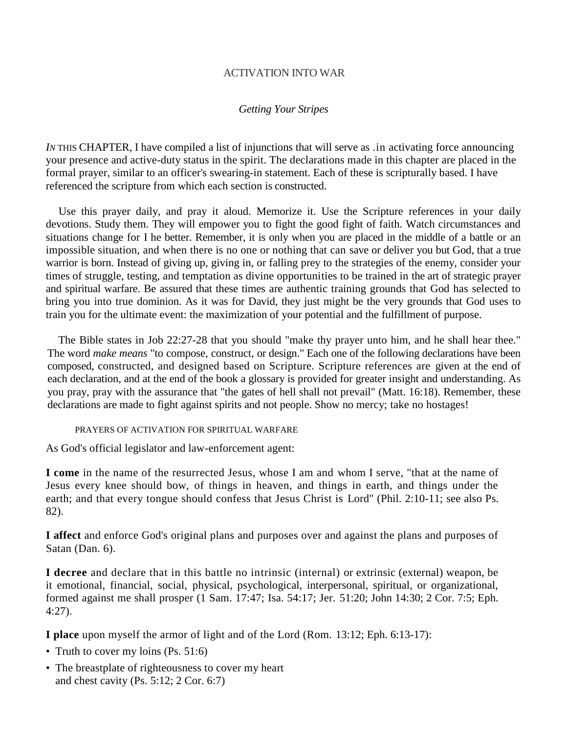# ACTIVATION INTO WAR

## *Getting Your Stripes*

*IN* THIS CHAPTER, I have compiled a list of injunctions that will serve as .in activating force announcing your presence and active-duty status in the spirit. The declarations made in this chapter are placed in the formal prayer, similar to an officer's swearing-in statement. Each of these is scripturally based. I have referenced the scripture from which each section is constructed.

Use this prayer daily, and pray it aloud. Memorize it. Use the Scripture references in your daily devotions. Study them. They will empower you to fight the good fight of faith. Watch circumstances and situations change for I he better. Remember, it is only when you are placed in the middle of a battle or an impossible situation, and when there is no one or nothing that can save or deliver you but God, that a true warrior is born. Instead of giving up, giving in, or falling prey to the strategies of the enemy, consider your times of struggle, testing, and temptation as divine opportunities to be trained in the art of strategic prayer and spiritual warfare. Be assured that these times are authentic training grounds that God has selected to bring you into true dominion. As it was for David, they just might be the very grounds that God uses to train you for the ultimate event: the maximization of your potential and the fulfillment of purpose.

The Bible states in Job 22:27-28 that you should "make thy prayer unto him, and he shall hear thee." The word *make means* "to compose, construct, or design." Each one of the following declarations have been composed, constructed, and designed based on Scripture. Scripture references are given at the end of each declaration, and at the end of the book a glossary is provided for greater insight and understanding. As you pray, pray with the assurance that "the gates of hell shall not prevail" (Matt. 16:18). Remember, these declarations are made to fight against spirits and not people. Show no mercy; take no hostages!

### PRAYERS OF ACTIVATION FOR SPIRITUAL WARFARE

As God's official legislator and law-enforcement agent:

**I come** in the name of the resurrected Jesus, whose I am and whom I serve, "that at the name of Jesus every knee should bow, of things in heaven, and things in earth, and things under the earth; and that every tongue should confess that Jesus Christ is Lord" (Phil. 2:10-11; see also Ps. 82).

**I affect** and enforce God's original plans and purposes over and against the plans and purposes of Satan (Dan. 6).

**I decree** and declare that in this battle no intrinsic (internal) or extrinsic (external) weapon, be it emotional, financial, social, physical, psychological, interpersonal, spiritual, or organizational, formed against me shall prosper (1 Sam. 17:47; Isa. 54:17; Jer. 51:20; John 14:30; 2 Cor. 7:5; Eph. 4:27).

**I place** upon myself the armor of light and of the Lord (Rom. 13:12; Eph. 6:13-17):

- Truth to cover my loins (Ps. 51:6)
- The breastplate of righteousness to cover my heart and chest cavity (Ps. 5:12; 2 Cor. 6:7)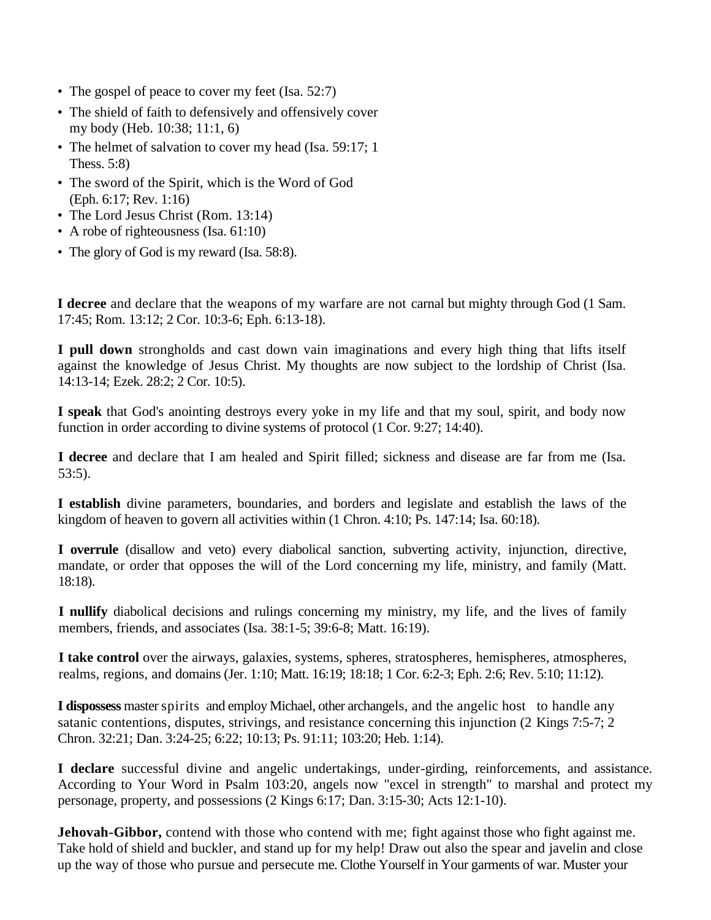- The gospel of peace to cover my feet (Isa. 52:7)
- The shield of faith to defensively and offensively cover my body (Heb. 10:38; 11:1, 6)
- The helmet of salvation to cover my head (Isa. 59:17; 1 Thess. 5:8)
- The sword of the Spirit, which is the Word of God (Eph. 6:17; Rev. 1:16)
- The Lord Jesus Christ (Rom. 13:14)
- A robe of righteousness (Isa. 61:10)
- The glory of God is my reward (Isa. 58:8).

**I decree** and declare that the weapons of my warfare are not carnal but mighty through God (1 Sam. 17:45; Rom. 13:12; 2 Cor. 10:3-6; Eph. 6:13-18).

**I pull down** strongholds and cast down vain imaginations and every high thing that lifts itself against the knowledge of Jesus Christ. My thoughts are now subject to the lordship of Christ (Isa. 14:13-14; Ezek. 28:2; 2 Cor. 10:5).

**I speak** that God's anointing destroys every yoke in my life and that my soul, spirit, and body now function in order according to divine systems of protocol (1 Cor. 9:27; 14:40).

**I decree** and declare that I am healed and Spirit filled; sickness and disease are far from me (Isa. 53:5).

**I establish** divine parameters, boundaries, and borders and legislate and establish the laws of the kingdom of heaven to govern all activities within (1 Chron. 4:10; Ps. 147:14; Isa. 60:18).

**I overrule** (disallow and veto) every diabolical sanction, subverting activity, injunction, directive, mandate, or order that opposes the will of the Lord concerning my life, ministry, and family (Matt. 18:18).

**I nullify** diabolical decisions and rulings concerning my ministry, my life, and the lives of family members, friends, and associates (Isa. 38:1-5; 39:6-8; Matt. 16:19).

**I take control** over the airways, galaxies, systems, spheres, stratospheres, hemispheres, atmospheres, realms, regions, and domains (Jer. 1:10; Matt. 16:19; 18:18; 1 Cor. 6:2-3; Eph. 2:6; Rev. 5:10; 11:12).

**I dispossess** master spirits and employ Michael, other archangels, and the angelic host to handle any satanic contentions, disputes, strivings, and resistance concerning this injunction (2 Kings 7:5-7; 2 Chron. 32:21; Dan. 3:24-25; 6:22; 10:13; Ps. 91:11; 103:20; Heb. 1:14).

**I declare** successful divine and angelic undertakings, under-girding, reinforcements, and assistance. According to Your Word in Psalm 103:20, angels now "excel in strength" to marshal and protect my personage, property, and possessions (2 Kings 6:17; Dan. 3:15-30; Acts 12:1-10).

**Jehovah-Gibbor,** contend with those who contend with me; fight against those who fight against me. Take hold of shield and buckler, and stand up for my help! Draw out also the spear and javelin and close up the way of those who pursue and persecute me. Clothe Yourself in Your garments of war. Muster your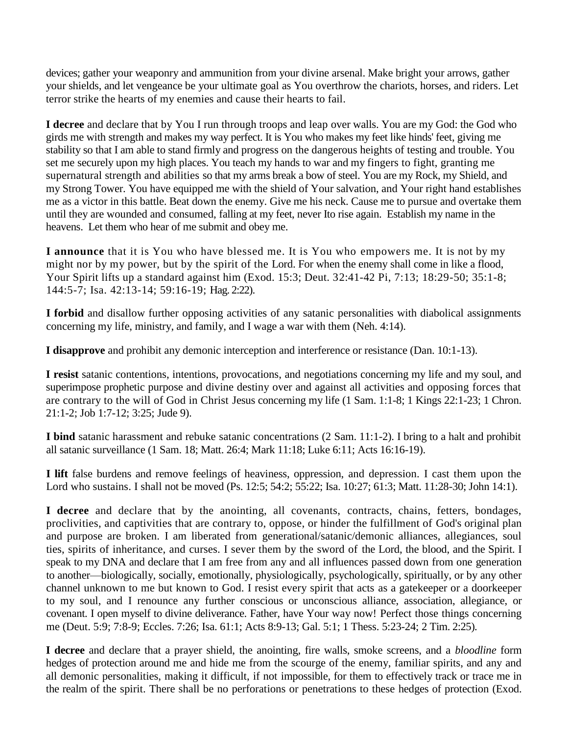devices; gather your weaponry and ammunition from your divine arsenal. Make bright your arrows, gather your shields, and let vengeance be your ultimate goal as You overthrow the chariots, horses, and riders. Let terror strike the hearts of my enemies and cause their hearts to fail.

**I decree** and declare that by You I run through troops and leap over walls. You are my God: the God who girds me with strength and makes my way perfect. It is You who makes my feet like hinds' feet, giving me stability so that I am able to stand firmly and progress on the dangerous heights of testing and trouble. You set me securely upon my high places. You teach my hands to war and my fingers to fight, granting me supernatural strength and abilities so that my arms break a bow of steel. You are my Rock, my Shield, and my Strong Tower. You have equipped me with the shield of Your salvation, and Your right hand establishes me as a victor in this battle. Beat down the enemy. Give me his neck. Cause me to pursue and overtake them until they are wounded and consumed, falling at my feet, never Ito rise again. Establish my name in the heavens. Let them who hear of me submit and obey me.

**I announce** that it is You who have blessed me. It is You who empowers me. It is not by my might nor by my power, but by the spirit of the Lord. For when the enemy shall come in like a flood, Your Spirit lifts up a standard against him (Exod. 15:3; Deut. 32:41-42 Pi, 7:13; 18:29-50; 35:1-8; 144:5-7; Isa. 42:13-14; 59:16-19; Hag. 2:22).

**I forbid** and disallow further opposing activities of any satanic personalities with diabolical assignments concerning my life, ministry, and family, and I wage a war with them (Neh. 4:14).

**I disapprove** and prohibit any demonic interception and interference or resistance (Dan. 10:1-13).

**I resist** satanic contentions, intentions, provocations, and negotiations concerning my life and my soul, and superimpose prophetic purpose and divine destiny over and against all activities and opposing forces that are contrary to the will of God in Christ Jesus concerning my life (1 Sam. 1:1-8; 1 Kings 22:1-23; 1 Chron. 21:1-2; Job 1:7-12; 3:25; Jude 9).

**I bind** satanic harassment and rebuke satanic concentrations (2 Sam. 11:1-2). I bring to a halt and prohibit all satanic surveillance (1 Sam. 18; Matt. 26:4; Mark 11:18; Luke 6:11; Acts 16:16-19).

**I lift** false burdens and remove feelings of heaviness, oppression, and depression. I cast them upon the Lord who sustains. I shall not be moved (Ps. 12:5; 54:2; 55:22; Isa. 10:27; 61:3; Matt. 11:28-30; John 14:1).

**I decree** and declare that by the anointing, all covenants, contracts, chains, fetters, bondages, proclivities, and captivities that are contrary to, oppose, or hinder the fulfillment of God's original plan and purpose are broken. I am liberated from generational/satanic/demonic alliances, allegiances, soul ties, spirits of inheritance, and curses. I sever them by the sword of the Lord, the blood, and the Spirit. I speak to my DNA and declare that I am free from any and all influences passed down from one generation to another—biologically, socially, emotionally, physiologically, psychologically, spiritually, or by any other channel unknown to me but known to God. I resist every spirit that acts as a gatekeeper or a doorkeeper to my soul, and I renounce any further conscious or unconscious alliance, association, allegiance, or covenant. I open myself to divine deliverance. Father, have Your way now! Perfect those things concerning me (Deut. 5:9; 7:8-9; Eccles. 7:26; Isa. 61:1; Acts 8:9-13; Gal. 5:1; 1 Thess. 5:23-24; 2 Tim. 2:25).

**I decree** and declare that a prayer shield, the anointing, fire walls, smoke screens, and a *bloodline* form hedges of protection around me and hide me from the scourge of the enemy, familiar spirits, and any and all demonic personalities, making it difficult, if not impossible, for them to effectively track or trace me in the realm of the spirit. There shall be no perforations or penetrations to these hedges of protection (Exod.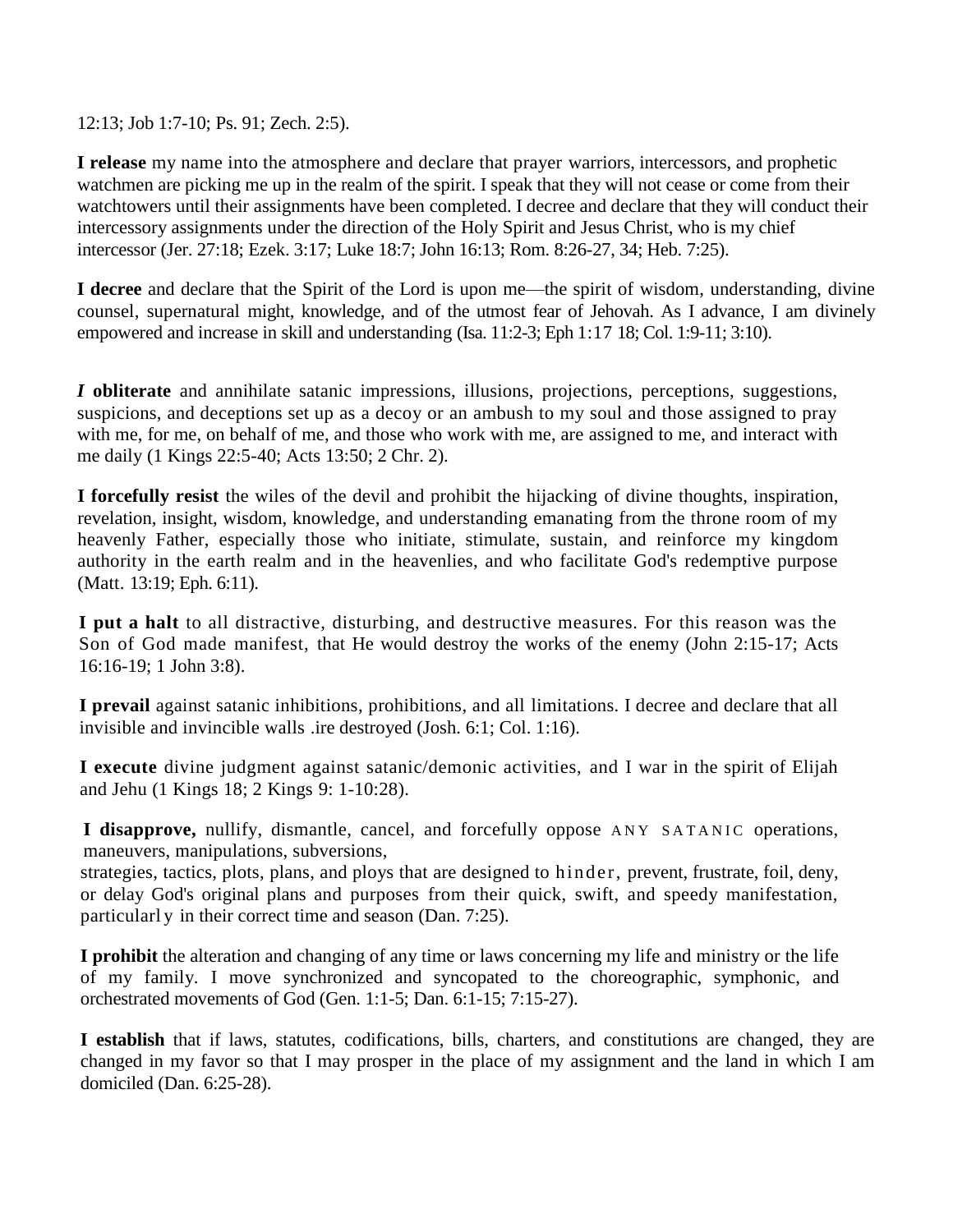12:13; Job 1:7-10; Ps. 91; Zech. 2:5).

**I release** my name into the atmosphere and declare that prayer warriors, intercessors, and prophetic watchmen are picking me up in the realm of the spirit. I speak that they will not cease or come from their watchtowers until their assignments have been completed. I decree and declare that they will conduct their intercessory assignments under the direction of the Holy Spirit and Jesus Christ, who is my chief intercessor (Jer. 27:18; Ezek. 3:17; Luke 18:7; John 16:13; Rom. 8:26-27, 34; Heb. 7:25).

**I decree** and declare that the Spirit of the Lord is upon me—the spirit of wisdom, understanding, divine counsel, supernatural might, knowledge, and of the utmost fear of Jehovah. As I advance, I am divinely empowered and increase in skill and understanding (Isa. 11:2-3; Eph 1:17 18; Col. 1:9-11; 3:10).

***I* obliterate** and annihilate satanic impressions, illusions, projections, perceptions, suggestions, suspicions, and deceptions set up as a decoy or an ambush to my soul and those assigned to pray with me, for me, on behalf of me, and those who work with me, are assigned to me, and interact with me daily (1 Kings 22:5-40; Acts 13:50; 2 Chr. 2).

**I forcefully resist** the wiles of the devil and prohibit the hijacking of divine thoughts, inspiration, revelation, insight, wisdom, knowledge, and understanding emanating from the throne room of my heavenly Father, especially those who initiate, stimulate, sustain, and reinforce my kingdom authority in the earth realm and in the heavenlies, and who facilitate God's redemptive purpose (Matt. 13:19; Eph. 6:11).

**I put a halt** to all distractive, disturbing, and destructive measures. For this reason was the Son of God made manifest, that He would destroy the works of the enemy (John 2:15-17; Acts 16:16-19; 1 John 3:8).

**I prevail** against satanic inhibitions, prohibitions, and all limitations. I decree and declare that all invisible and invincible walls .ire destroyed (Josh. 6:1; Col. 1:16).

**I execute** divine judgment against satanic/demonic activities, and I war in the spirit of Elijah and Jehu (1 Kings 18; 2 Kings 9: 1-10:28).

**I disapprove,** nullify, dismantle, cancel, and forcefully oppose ANY SATANIC operations, maneuvers, manipulations, subversions,
strategies, tactics, plots, plans, and ploys that are designed to hinder, prevent, frustrate, foil, deny, or delay God's original plans and purposes from their quick, swift, and speedy manifestation, particularly in their correct time and season (Dan. 7:25).

**I prohibit** the alteration and changing of any time or laws concerning my life and ministry or the life of my family. I move synchronized and syncopated to the choreographic, symphonic, and orchestrated movements of God (Gen. 1:1-5; Dan. 6:1-15; 7:15-27).

**I establish** that if laws, statutes, codifications, bills, charters, and constitutions are changed, they are changed in my favor so that I may prosper in the place of my assignment and the land in which I am domiciled (Dan. 6:25-28).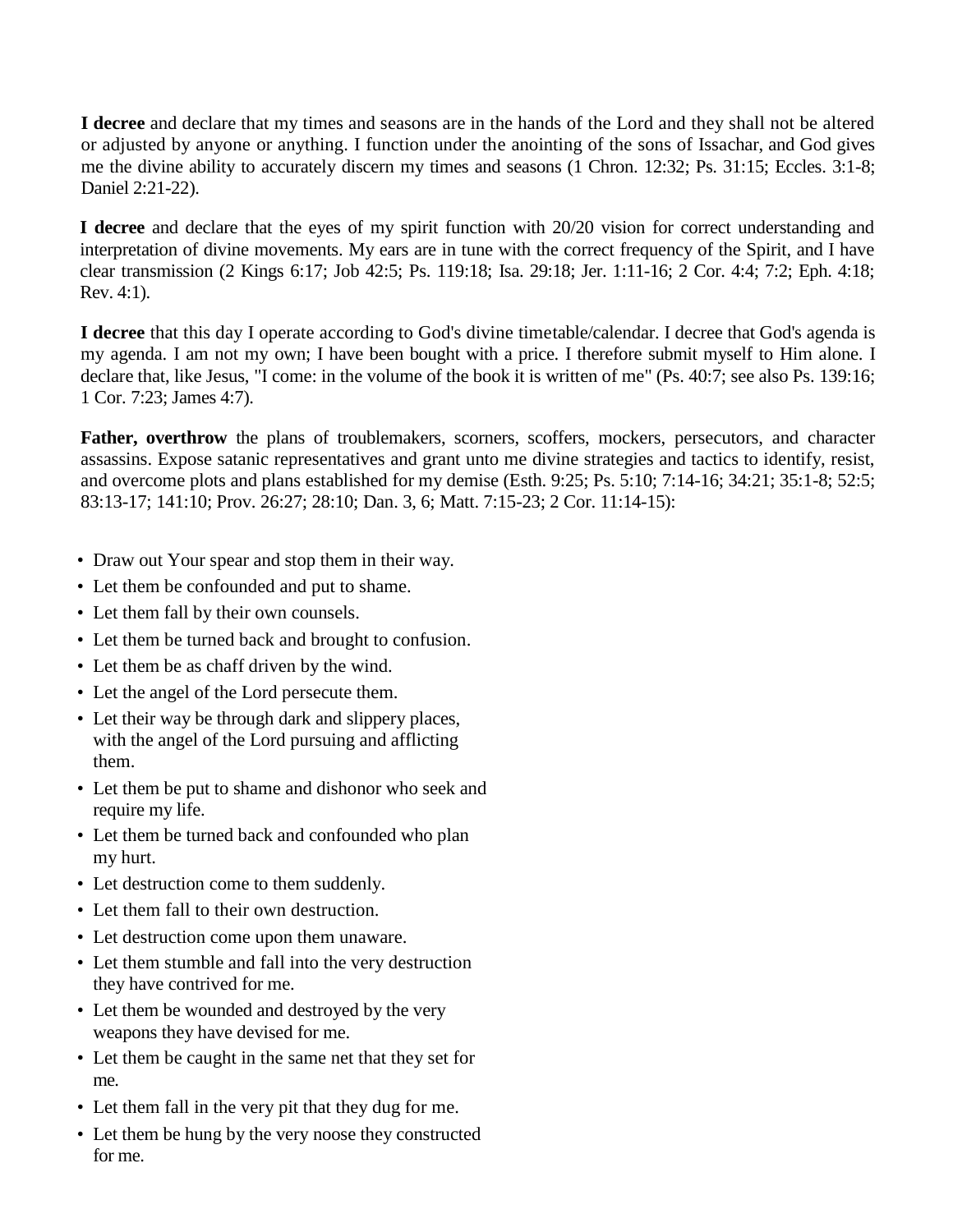**I decree** and declare that my times and seasons are in the hands of the Lord and they shall not be altered or adjusted by anyone or anything. I function under the anointing of the sons of Issachar, and God gives me the divine ability to accurately discern my times and seasons (1 Chron. 12:32; Ps. 31:15; Eccles. 3:1-8; Daniel 2:21-22).

**I decree** and declare that the eyes of my spirit function with 20/20 vision for correct understanding and interpretation of divine movements. My ears are in tune with the correct frequency of the Spirit, and I have clear transmission (2 Kings 6:17; Job 42:5; Ps. 119:18; Isa. 29:18; Jer. 1:11-16; 2 Cor. 4:4; 7:2; Eph. 4:18; Rev. 4:1).

**I decree** that this day I operate according to God's divine timetable/calendar. I decree that God's agenda is my agenda. I am not my own; I have been bought with a price. I therefore submit myself to Him alone. I declare that, like Jesus, "I come: in the volume of the book it is written of me" (Ps. 40:7; see also Ps. 139:16; 1 Cor. 7:23; James 4:7).

**Father, overthrow** the plans of troublemakers, scorners, scoffers, mockers, persecutors, and character assassins. Expose satanic representatives and grant unto me divine strategies and tactics to identify, resist, and overcome plots and plans established for my demise (Esth. 9:25; Ps. 5:10; 7:14-16; 34:21; 35:1-8; 52:5; 83:13-17; 141:10; Prov. 26:27; 28:10; Dan. 3, 6; Matt. 7:15-23; 2 Cor. 11:14-15):

- Draw out Your spear and stop them in their way.
- Let them be confounded and put to shame.
- Let them fall by their own counsels.
- Let them be turned back and brought to confusion.
- Let them be as chaff driven by the wind.
- Let the angel of the Lord persecute them.
- Let their way be through dark and slippery places, with the angel of the Lord pursuing and afflicting them.
- Let them be put to shame and dishonor who seek and require my life.
- Let them be turned back and confounded who plan my hurt.
- Let destruction come to them suddenly.
- Let them fall to their own destruction.
- Let destruction come upon them unaware.
- Let them stumble and fall into the very destruction they have contrived for me.
- Let them be wounded and destroyed by the very weapons they have devised for me.
- Let them be caught in the same net that they set for me.
- Let them fall in the very pit that they dug for me.
- Let them be hung by the very noose they constructed for me.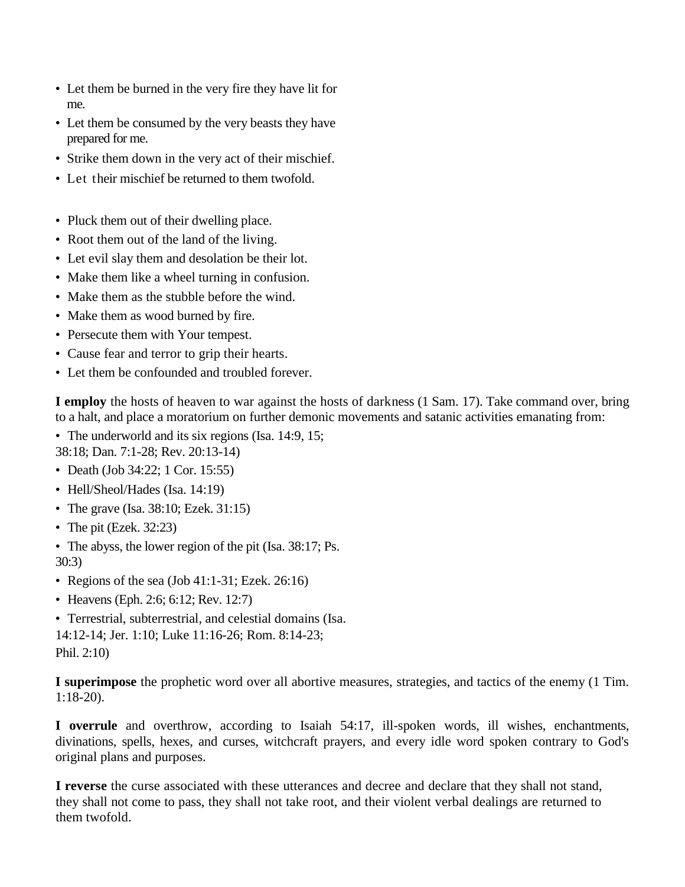- Let them be burned in the very fire they have lit for me.
- Let them be consumed by the very beasts they have prepared for me.
- Strike them down in the very act of their mischief.
- Let their mischief be returned to them twofold.

- Pluck them out of their dwelling place.
- Root them out of the land of the living.
- Let evil slay them and desolation be their lot.
- Make them like a wheel turning in confusion.
- Make them as the stubble before the wind.
- Make them as wood burned by fire.
- Persecute them with Your tempest.
- Cause fear and terror to grip their hearts.
- Let them be confounded and troubled forever.

**I employ** the hosts of heaven to war against the hosts of darkness (1 Sam. 17). Take command over, bring to a halt, and place a moratorium on further demonic movements and satanic activities emanating from:

- The underworld and its six regions (Isa. 14:9, 15; 38:18; Dan. 7:1-28; Rev. 20:13-14)
- Death (Job 34:22; 1 Cor. 15:55)
- Hell/Sheol/Hades (Isa. 14:19)
- The grave (Isa. 38:10; Ezek. 31:15)
- The pit (Ezek. 32:23)
- The abyss, the lower region of the pit (Isa. 38:17; Ps. 30:3)
- Regions of the sea (Job 41:1-31; Ezek. 26:16)
- Heavens (Eph. 2:6; 6:12; Rev. 12:7)
- Terrestrial, subterrestrial, and celestial domains (Isa. 14:12-14; Jer. 1:10; Luke 11:16-26; Rom. 8:14-23; Phil. 2:10)

**I superimpose** the prophetic word over all abortive measures, strategies, and tactics of the enemy (1 Tim. 1:18-20).

**I overrule** and overthrow, according to Isaiah 54:17, ill-spoken words, ill wishes, enchantments, divinations, spells, hexes, and curses, witchcraft prayers, and every idle word spoken contrary to God's original plans and purposes.

**I reverse** the curse associated with these utterances and decree and declare that they shall not stand, they shall not come to pass, they shall not take root, and their violent verbal dealings are returned to them twofold.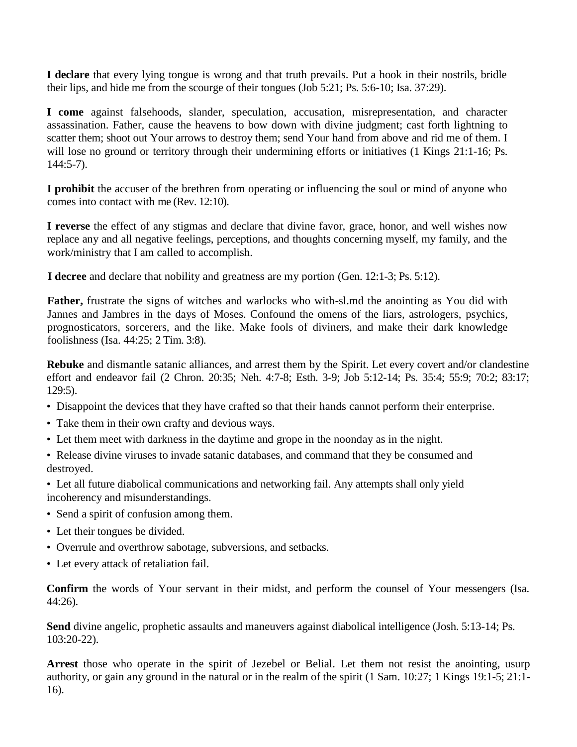**I declare** that every lying tongue is wrong and that truth prevails. Put a hook in their nostrils, bridle their lips, and hide me from the scourge of their tongues (Job 5:21; Ps. 5:6-10; Isa. 37:29).

**I come** against falsehoods, slander, speculation, accusation, misrepresentation, and character assassination. Father, cause the heavens to bow down with divine judgment; cast forth lightning to scatter them; shoot out Your arrows to destroy them; send Your hand from above and rid me of them. I will lose no ground or territory through their undermining efforts or initiatives (1 Kings 21:1-16; Ps. 144:5-7).

**I prohibit** the accuser of the brethren from operating or influencing the soul or mind of anyone who comes into contact with me (Rev. 12:10).

**I reverse** the effect of any stigmas and declare that divine favor, grace, honor, and well wishes now replace any and all negative feelings, perceptions, and thoughts concerning myself, my family, and the work/ministry that I am called to accomplish.

**I decree** and declare that nobility and greatness are my portion (Gen. 12:1-3; Ps. 5:12).

**Father,** frustrate the signs of witches and warlocks who with-sl.md the anointing as You did with Jannes and Jambres in the days of Moses. Confound the omens of the liars, astrologers, psychics, prognosticators, sorcerers, and the like. Make fools of diviners, and make their dark knowledge foolishness (Isa. 44:25; 2 Tim. 3:8).

**Rebuke** and dismantle satanic alliances, and arrest them by the Spirit. Let every covert and/or clandestine effort and endeavor fail (2 Chron. 20:35; Neh. 4:7-8; Esth. 3-9; Job 5:12-14; Ps. 35:4; 55:9; 70:2; 83:17; 129:5).

- Disappoint the devices that they have crafted so that their hands cannot perform their enterprise.
- Take them in their own crafty and devious ways.
- Let them meet with darkness in the daytime and grope in the noonday as in the night.
- Release divine viruses to invade satanic databases, and command that they be consumed and destroyed.
- Let all future diabolical communications and networking fail. Any attempts shall only yield incoherency and misunderstandings.
- Send a spirit of confusion among them.
- Let their tongues be divided.
- Overrule and overthrow sabotage, subversions, and setbacks.
- Let every attack of retaliation fail.

**Confirm** the words of Your servant in their midst, and perform the counsel of Your messengers (Isa. 44:26).

**Send** divine angelic, prophetic assaults and maneuvers against diabolical intelligence (Josh. 5:13-14; Ps. 103:20-22).

**Arrest** those who operate in the spirit of Jezebel or Belial. Let them not resist the anointing, usurp authority, or gain any ground in the natural or in the realm of the spirit (1 Sam. 10:27; 1 Kings 19:1-5; 21:1-16).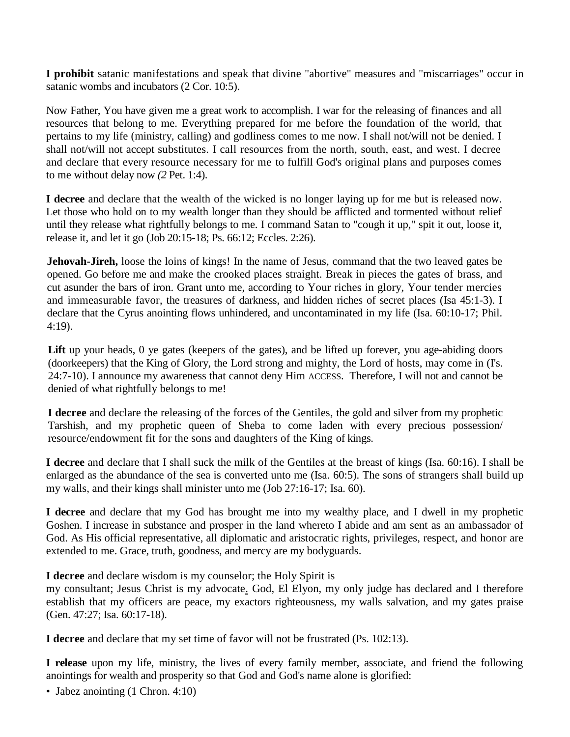**I prohibit** satanic manifestations and speak that divine "abortive" measures and "miscarriages" occur in satanic wombs and incubators (2 Cor. 10:5).

Now Father, You have given me a great work to accomplish. I war for the releasing of finances and all resources that belong to me. Everything prepared for me before the foundation of the world, that pertains to my life (ministry, calling) and godliness comes to me now. I shall not/will not be denied. I shall not/will not accept substitutes. I call resources from the north, south, east, and west. I decree and declare that every resource necessary for me to fulfill God's original plans and purposes comes to me without delay now *(2* Pet. 1:4).

**I decree** and declare that the wealth of the wicked is no longer laying up for me but is released now. Let those who hold on to my wealth longer than they should be afflicted and tormented without relief until they release what rightfully belongs to me. I command Satan to "cough it up," spit it out, loose it, release it, and let it go (Job 20:15-18; Ps. 66:12; Eccles. 2:26).

**Jehovah-Jireh,** loose the loins of kings! In the name of Jesus, command that the two leaved gates be opened. Go before me and make the crooked places straight. Break in pieces the gates of brass, and cut asunder the bars of iron. Grant unto me, according to Your riches in glory, Your tender mercies and immeasurable favor, the treasures of darkness, and hidden riches of secret places (Isa 45:1-3). I declare that the Cyrus anointing flows unhindered, and uncontaminated in my life (Isa. 60:10-17; Phil. 4:19).

**Lift** up your heads, 0 ye gates (keepers of the gates), and be lifted up forever, you age-abiding doors (doorkeepers) that the King of Glory, the Lord strong and mighty, the Lord of hosts, may come in (I's. 24:7-10). I announce my awareness that cannot deny Him ACCESS. Therefore, I will not and cannot be denied of what rightfully belongs to me!

**I decree** and declare the releasing of the forces of the Gentiles, the gold and silver from my prophetic Tarshish, and my prophetic queen of Sheba to come laden with every precious possession/ resource/endowment fit for the sons and daughters of the King of kings.

**I decree** and declare that I shall suck the milk of the Gentiles at the breast of kings (Isa. 60:16). I shall be enlarged as the abundance of the sea is converted unto me (Isa. 60:5). The sons of strangers shall build up my walls, and their kings shall minister unto me (Job 27:16-17; Isa. 60).

**I decree** and declare that my God has brought me into my wealthy place, and I dwell in my prophetic Goshen. I increase in substance and prosper in the land whereto I abide and am sent as an ambassador of God. As His official representative, all diplomatic and aristocratic rights, privileges, respect, and honor are extended to me. Grace, truth, goodness, and mercy are my bodyguards.

**I decree** and declare wisdom is my counselor; the Holy Spirit is my consultant; Jesus Christ is my advocate. God, El Elyon, my only judge has declared and I therefore establish that my officers are peace, my exactors righteousness, my walls salvation, and my gates praise (Gen. 47:27; Isa. 60:17-18).

**I decree** and declare that my set time of favor will not be frustrated (Ps. 102:13).

**I release** upon my life, ministry, the lives of every family member, associate, and friend the following anointings for wealth and prosperity so that God and God's name alone is glorified:

- Jabez anointing (1 Chron. 4:10)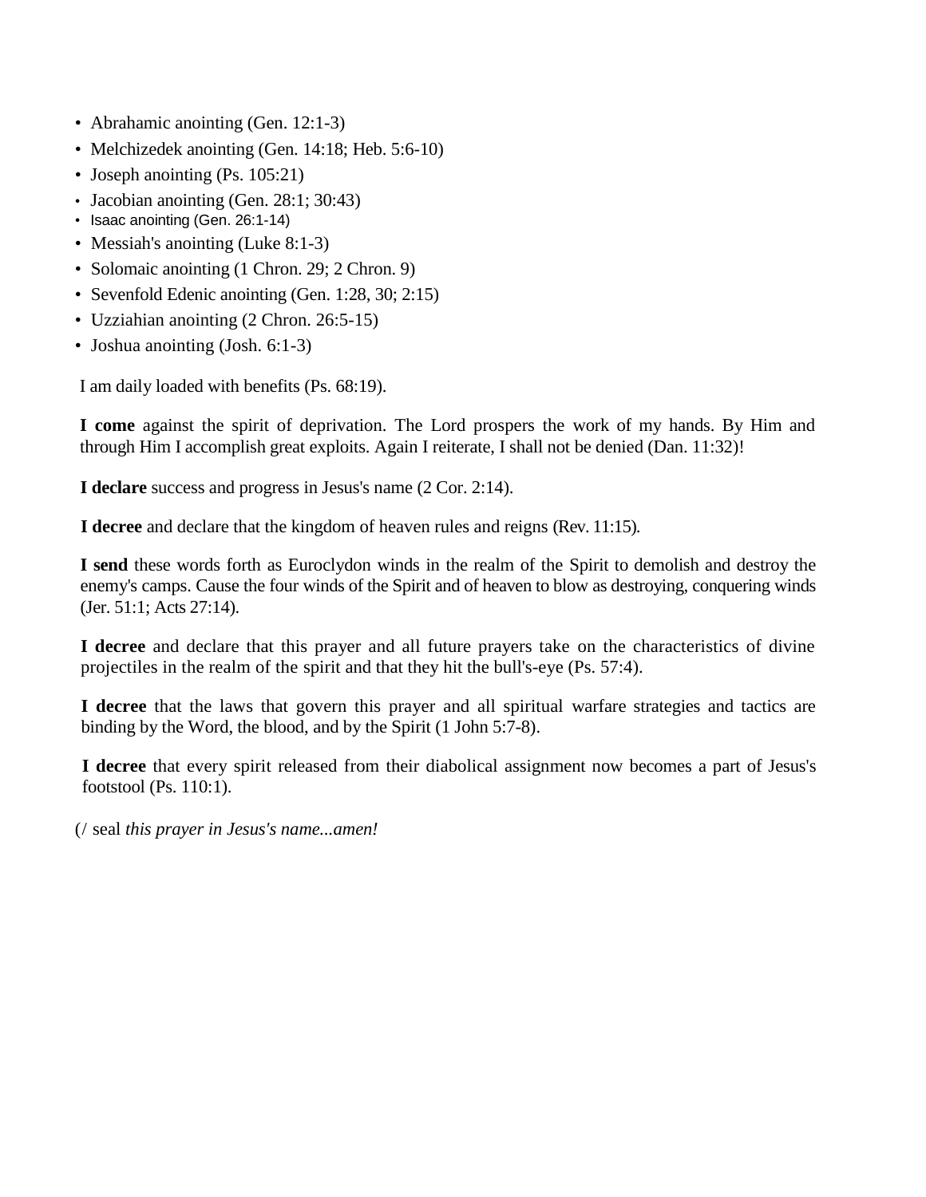- Abrahamic anointing (Gen. 12:1-3)
- Melchizedek anointing (Gen. 14:18; Heb. 5:6-10)
- Joseph anointing (Ps. 105:21)
- Jacobian anointing (Gen. 28:1; 30:43)
- Isaac anointing (Gen. 26:1-14)
- Messiah's anointing (Luke 8:1-3)
- Solomaic anointing (1 Chron. 29; 2 Chron. 9)
- Sevenfold Edenic anointing (Gen. 1:28, 30; 2:15)
- Uzziahian anointing (2 Chron. 26:5-15)
- Joshua anointing (Josh. 6:1-3)

I am daily loaded with benefits (Ps. 68:19).

**I come** against the spirit of deprivation. The Lord prospers the work of my hands. By Him and through Him I accomplish great exploits. Again I reiterate, I shall not be denied (Dan. 11:32)!

**I declare** success and progress in Jesus's name (2 Cor. 2:14).

**I decree** and declare that the kingdom of heaven rules and reigns (Rev. 11:15).

**I send** these words forth as Euroclydon winds in the realm of the Spirit to demolish and destroy the enemy's camps. Cause the four winds of the Spirit and of heaven to blow as destroying, conquering winds (Jer. 51:1; Acts 27:14).

**I decree** and declare that this prayer and all future prayers take on the characteristics of divine projectiles in the realm of the spirit and that they hit the bull's-eye (Ps. 57:4).

**I decree** that the laws that govern this prayer and all spiritual warfare strategies and tactics are binding by the Word, the blood, and by the Spirit (1 John 5:7-8).

**I decree** that every spirit released from their diabolical assignment now becomes a part of Jesus's footstool (Ps. 110:1).

(/ seal *this prayer in Jesus's name...amen!*